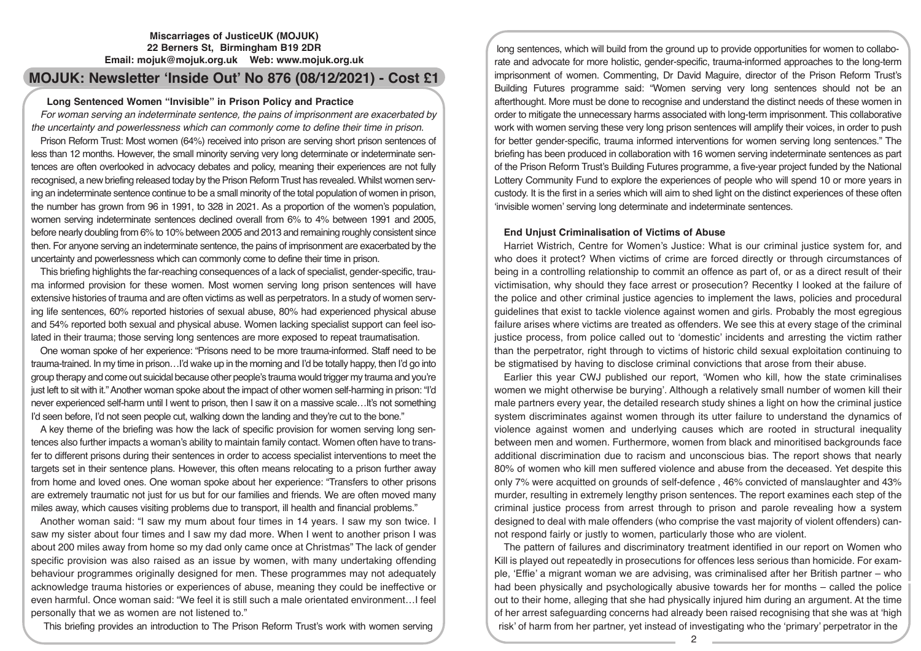**Miscarriages of JusticeUK (MOJUK)**
**22 Berners St, Birmingham B19 2DR**
**Email: mojuk@mojuk.org.uk Web: www.mojuk.org.uk**

# MOJUK: Newsletter 'Inside Out' No 876 (08/12/2021) - Cost £1

## Long Sentenced Women "Invisible" in Prison Policy and Practice

*For woman serving an indeterminate sentence, the pains of imprisonment are exacerbated by the uncertainty and powerlessness which can commonly come to define their time in prison.*

Prison Reform Trust: Most women (64%) received into prison are serving short prison sentences of less than 12 months. However, the small minority serving very long determinate or indeterminate sentences are often overlooked in advocacy debates and policy, meaning their experiences are not fully recognised, a new briefing released today by the Prison Reform Trust has revealed. Whilst women serving an indeterminate sentence continue to be a small minority of the total population of women in prison, the number has grown from 96 in 1991, to 328 in 2021. As a proportion of the women's population, women serving indeterminate sentences declined overall from 6% to 4% between 1991 and 2005, before nearly doubling from 6% to 10% between 2005 and 2013 and remaining roughly consistent since then. For anyone serving an indeterminate sentence, the pains of imprisonment are exacerbated by the uncertainty and powerlessness which can commonly come to define their time in prison.

This briefing highlights the far-reaching consequences of a lack of specialist, gender-specific, trauma informed provision for these women. Most women serving long prison sentences will have extensive histories of trauma and are often victims as well as perpetrators. In a study of women serving life sentences, 60% reported histories of sexual abuse, 80% had experienced physical abuse and 54% reported both sexual and physical abuse. Women lacking specialist support can feel isolated in their trauma; those serving long sentences are more exposed to repeat traumatisation.

One woman spoke of her experience: "Prisons need to be more trauma-informed. Staff need to be trauma-trained. In my time in prison…I'd wake up in the morning and I'd be totally happy, then I'd go into group therapy and come out suicidal because other people's trauma would trigger my trauma and you're just left to sit with it." Another woman spoke about the impact of other women self-harming in prison: "I'd never experienced self-harm until I went to prison, then I saw it on a massive scale…It's not something I'd seen before, I'd not seen people cut, walking down the landing and they're cut to the bone."

A key theme of the briefing was how the lack of specific provision for women serving long sentences also further impacts a woman's ability to maintain family contact. Women often have to transfer to different prisons during their sentences in order to access specialist interventions to meet the targets set in their sentence plans. However, this often means relocating to a prison further away from home and loved ones. One woman spoke about her experience: "Transfers to other prisons are extremely traumatic not just for us but for our families and friends. We are often moved many miles away, which causes visiting problems due to transport, ill health and financial problems."

Another woman said: "I saw my mum about four times in 14 years. I saw my son twice. I saw my sister about four times and I saw my dad more. When I went to another prison I was about 200 miles away from home so my dad only came once at Christmas" The lack of gender specific provision was also raised as an issue by women, with many undertaking offending behaviour programmes originally designed for men. These programmes may not adequately acknowledge trauma histories or experiences of abuse, meaning they could be ineffective or even harmful. Once woman said: "We feel it is still such a male orientated environment…I feel personally that we as women are not listened to."

This briefing provides an introduction to The Prison Reform Trust's work with women serving long sentences, which will build from the ground up to provide opportunities for women to collaborate and advocate for more holistic, gender-specific, trauma-informed approaches to the long-term imprisonment of women. Commenting, Dr David Maguire, director of the Prison Reform Trust's Building Futures programme said: "Women serving very long sentences should not be an afterthought. More must be done to recognise and understand the distinct needs of these women in order to mitigate the unnecessary harms associated with long-term imprisonment. This collaborative work with women serving these very long prison sentences will amplify their voices, in order to push for better gender-specific, trauma informed interventions for women serving long sentences." The briefing has been produced in collaboration with 16 women serving indeterminate sentences as part of the Prison Reform Trust's Building Futures programme, a five-year project funded by the National Lottery Community Fund to explore the experiences of people who will spend 10 or more years in custody. It is the first in a series which will aim to shed light on the distinct experiences of these often 'invisible women' serving long determinate and indeterminate sentences.

## End Unjust Criminalisation of Victims of Abuse

Harriet Wistrich, Centre for Women's Justice: What is our criminal justice system for, and who does it protect? When victims of crime are forced directly or through circumstances of being in a controlling relationship to commit an offence as part of, or as a direct result of their victimisation, why should they face arrest or prosecution? Recentky I looked at the failure of the police and other criminal justice agencies to implement the laws, policies and procedural guidelines that exist to tackle violence against women and girls. Probably the most egregious failure arises where victims are treated as offenders. We see this at every stage of the criminal justice process, from police called out to 'domestic' incidents and arresting the victim rather than the perpetrator, right through to victims of historic child sexual exploitation continuing to be stigmatised by having to disclose criminal convictions that arose from their abuse.

Earlier this year CWJ published our report, 'Women who kill, how the state criminalises women we might otherwise be burying'. Although a relatively small number of women kill their male partners every year, the detailed research study shines a light on how the criminal justice system discriminates against women through its utter failure to understand the dynamics of violence against women and underlying causes which are rooted in structural inequality between men and women. Furthermore, women from black and minoritised backgrounds face additional discrimination due to racism and unconscious bias. The report shows that nearly 80% of women who kill men suffered violence and abuse from the deceased. Yet despite this only 7% were acquitted on grounds of self-defence , 46% convicted of manslaughter and 43% murder, resulting in extremely lengthy prison sentences. The report examines each step of the criminal justice process from arrest through to prison and parole revealing how a system designed to deal with male offenders (who comprise the vast majority of violent offenders) cannot respond fairly or justly to women, particularly those who are violent.

The pattern of failures and discriminatory treatment identified in our report on Women who Kill is played out repeatedly in prosecutions for offences less serious than homicide. For example, 'Effie' a migrant woman we are advising, was criminalised after her British partner – who had been physically and psychologically abusive towards her for months – called the police out to their home, alleging that she had physically injured him during an argument. At the time of her arrest safeguarding concerns had already been raised recognising that she was at 'high risk' of harm from her partner, yet instead of investigating who the 'primary' perpetrator in the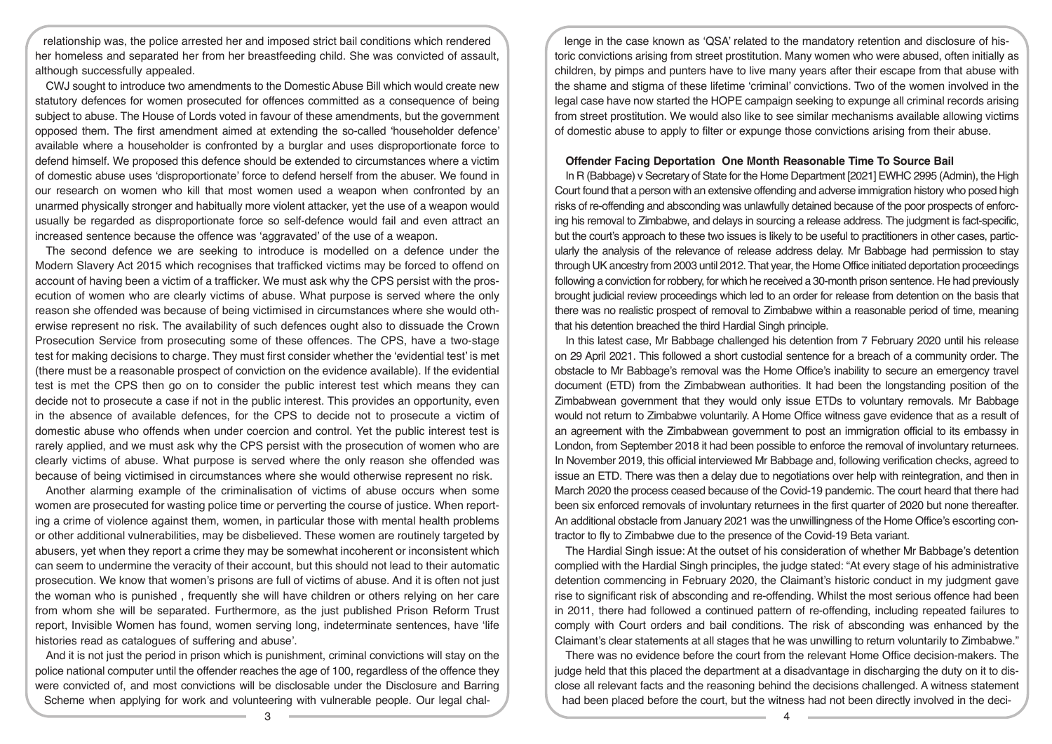relationship was, the police arrested her and imposed strict bail conditions which rendered her homeless and separated her from her breastfeeding child. She was convicted of assault, although successfully appealed.

CWJ sought to introduce two amendments to the Domestic Abuse Bill which would create new statutory defences for women prosecuted for offences committed as a consequence of being subject to abuse. The House of Lords voted in favour of these amendments, but the government opposed them. The first amendment aimed at extending the so-called 'householder defence' available where a householder is confronted by a burglar and uses disproportionate force to defend himself. We proposed this defence should be extended to circumstances where a victim of domestic abuse uses 'disproportionate' force to defend herself from the abuser. We found in our research on women who kill that most women used a weapon when confronted by an unarmed physically stronger and habitually more violent attacker, yet the use of a weapon would usually be regarded as disproportionate force so self-defence would fail and even attract an increased sentence because the offence was 'aggravated' of the use of a weapon.

The second defence we are seeking to introduce is modelled on a defence under the Modern Slavery Act 2015 which recognises that trafficked victims may be forced to offend on account of having been a victim of a trafficker. We must ask why the CPS persist with the prosecution of women who are clearly victims of abuse. What purpose is served where the only reason she offended was because of being victimised in circumstances where she would otherwise represent no risk. The availability of such defences ought also to dissuade the Crown Prosecution Service from prosecuting some of these offences. The CPS, have a two-stage test for making decisions to charge. They must first consider whether the 'evidential test' is met (there must be a reasonable prospect of conviction on the evidence available). If the evidential test is met the CPS then go on to consider the public interest test which means they can decide not to prosecute a case if not in the public interest. This provides an opportunity, even in the absence of available defences, for the CPS to decide not to prosecute a victim of domestic abuse who offends when under coercion and control. Yet the public interest test is rarely applied, and we must ask why the CPS persist with the prosecution of women who are clearly victims of abuse. What purpose is served where the only reason she offended was because of being victimised in circumstances where she would otherwise represent no risk.

Another alarming example of the criminalisation of victims of abuse occurs when some women are prosecuted for wasting police time or perverting the course of justice. When reporting a crime of violence against them, women, in particular those with mental health problems or other additional vulnerabilities, may be disbelieved. These women are routinely targeted by abusers, yet when they report a crime they may be somewhat incoherent or inconsistent which can seem to undermine the veracity of their account, but this should not lead to their automatic prosecution. We know that women's prisons are full of victims of abuse. And it is often not just the woman who is punished , frequently she will have children or others relying on her care from whom she will be separated. Furthermore, as the just published Prison Reform Trust report, Invisible Women has found, women serving long, indeterminate sentences, have 'life histories read as catalogues of suffering and abuse'.

And it is not just the period in prison which is punishment, criminal convictions will stay on the police national computer until the offender reaches the age of 100, regardless of the offence they were convicted of, and most convictions will be disclosable under the Disclosure and Barring Scheme when applying for work and volunteering with vulnerable people. Our legal challenge in the case known as 'QSA' related to the mandatory retention and disclosure of historic convictions arising from street prostitution. Many women who were abused, often initially as children, by pimps and punters have to live many years after their escape from that abuse with the shame and stigma of these lifetime 'criminal' convictions. Two of the women involved in the legal case have now started the HOPE campaign seeking to expunge all criminal records arising from street prostitution. We would also like to see similar mechanisms available allowing victims of domestic abuse to apply to filter or expunge those convictions arising from their abuse.

### Offender Facing Deportation One Month Reasonable Time To Source Bail

In R (Babbage) v Secretary of State for the Home Department [2021] EWHC 2995 (Admin), the High Court found that a person with an extensive offending and adverse immigration history who posed high risks of re-offending and absconding was unlawfully detained because of the poor prospects of enforcing his removal to Zimbabwe, and delays in sourcing a release address. The judgment is fact-specific, but the court's approach to these two issues is likely to be useful to practitioners in other cases, particularly the analysis of the relevance of release address delay. Mr Babbage had permission to stay through UK ancestry from 2003 until 2012. That year, the Home Office initiated deportation proceedings following a conviction for robbery, for which he received a 30-month prison sentence. He had previously brought judicial review proceedings which led to an order for release from detention on the basis that there was no realistic prospect of removal to Zimbabwe within a reasonable period of time, meaning that his detention breached the third Hardial Singh principle.

In this latest case, Mr Babbage challenged his detention from 7 February 2020 until his release on 29 April 2021. This followed a short custodial sentence for a breach of a community order. The obstacle to Mr Babbage's removal was the Home Office's inability to secure an emergency travel document (ETD) from the Zimbabwean authorities. It had been the longstanding position of the Zimbabwean government that they would only issue ETDs to voluntary removals. Mr Babbage would not return to Zimbabwe voluntarily. A Home Office witness gave evidence that as a result of an agreement with the Zimbabwean government to post an immigration official to its embassy in London, from September 2018 it had been possible to enforce the removal of involuntary returnees. In November 2019, this official interviewed Mr Babbage and, following verification checks, agreed to issue an ETD. There was then a delay due to negotiations over help with reintegration, and then in March 2020 the process ceased because of the Covid-19 pandemic. The court heard that there had been six enforced removals of involuntary returnees in the first quarter of 2020 but none thereafter. An additional obstacle from January 2021 was the unwillingness of the Home Office's escorting contractor to fly to Zimbabwe due to the presence of the Covid-19 Beta variant.

The Hardial Singh issue: At the outset of his consideration of whether Mr Babbage's detention complied with the Hardial Singh principles, the judge stated: "At every stage of his administrative detention commencing in February 2020, the Claimant's historic conduct in my judgment gave rise to significant risk of absconding and re-offending. Whilst the most serious offence had been in 2011, there had followed a continued pattern of re-offending, including repeated failures to comply with Court orders and bail conditions. The risk of absconding was enhanced by the Claimant's clear statements at all stages that he was unwilling to return voluntarily to Zimbabwe."

There was no evidence before the court from the relevant Home Office decision-makers. The judge held that this placed the department at a disadvantage in discharging the duty on it to disclose all relevant facts and the reasoning behind the decisions challenged. A witness statement had been placed before the court, but the witness had not been directly involved in the deci-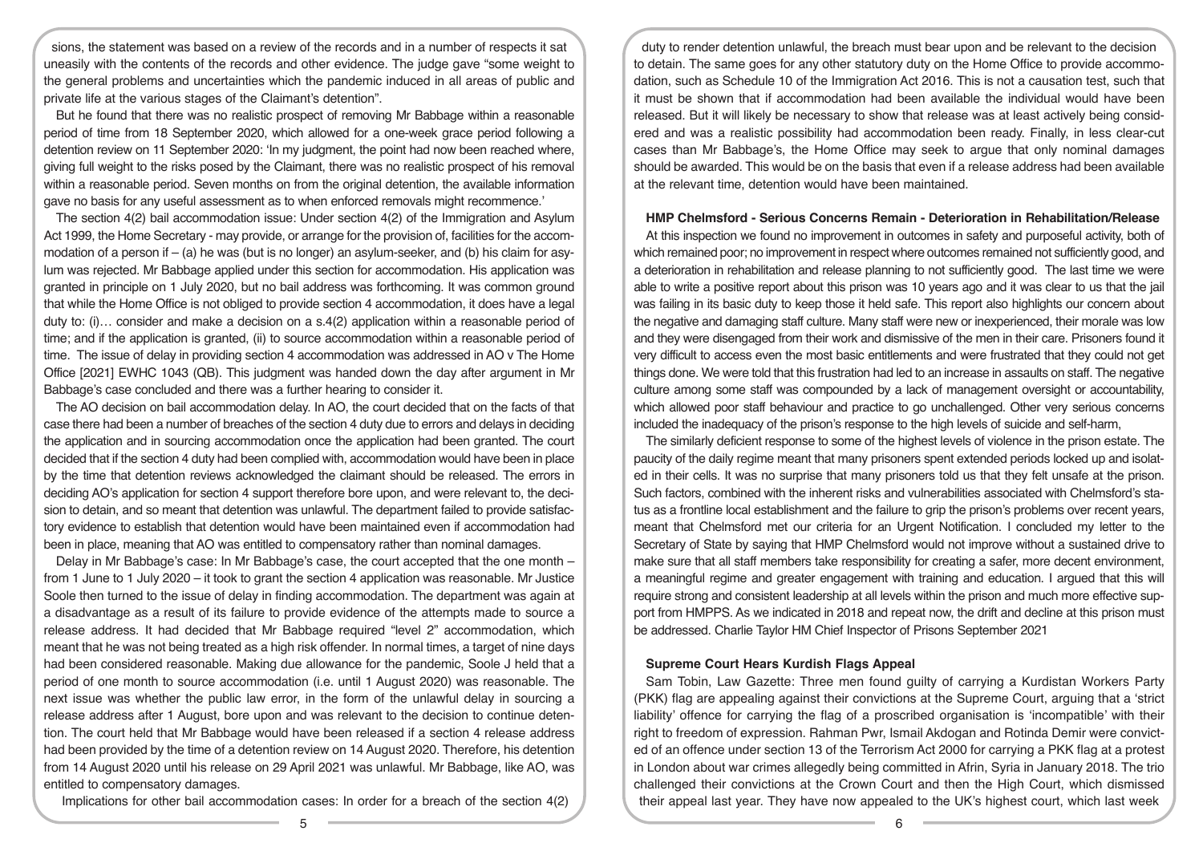sions, the statement was based on a review of the records and in a number of respects it sat uneasily with the contents of the records and other evidence. The judge gave "some weight to the general problems and uncertainties which the pandemic induced in all areas of public and private life at the various stages of the Claimant's detention".

But he found that there was no realistic prospect of removing Mr Babbage within a reasonable period of time from 18 September 2020, which allowed for a one-week grace period following a detention review on 11 September 2020: 'In my judgment, the point had now been reached where, giving full weight to the risks posed by the Claimant, there was no realistic prospect of his removal within a reasonable period. Seven months on from the original detention, the available information gave no basis for any useful assessment as to when enforced removals might recommence.'

The section 4(2) bail accommodation issue: Under section 4(2) of the Immigration and Asylum Act 1999, the Home Secretary - may provide, or arrange for the provision of, facilities for the accommodation of a person if – (a) he was (but is no longer) an asylum-seeker, and (b) his claim for asylum was rejected. Mr Babbage applied under this section for accommodation. His application was granted in principle on 1 July 2020, but no bail address was forthcoming. It was common ground that while the Home Office is not obliged to provide section 4 accommodation, it does have a legal duty to: (i)… consider and make a decision on a s.4(2) application within a reasonable period of time; and if the application is granted, (ii) to source accommodation within a reasonable period of time. The issue of delay in providing section 4 accommodation was addressed in AO v The Home Office [2021] EWHC 1043 (QB). This judgment was handed down the day after argument in Mr Babbage's case concluded and there was a further hearing to consider it.

The AO decision on bail accommodation delay. In AO, the court decided that on the facts of that case there had been a number of breaches of the section 4 duty due to errors and delays in deciding the application and in sourcing accommodation once the application had been granted. The court decided that if the section 4 duty had been complied with, accommodation would have been in place by the time that detention reviews acknowledged the claimant should be released. The errors in deciding AO's application for section 4 support therefore bore upon, and were relevant to, the decision to detain, and so meant that detention was unlawful. The department failed to provide satisfactory evidence to establish that detention would have been maintained even if accommodation had been in place, meaning that AO was entitled to compensatory rather than nominal damages.

Delay in Mr Babbage's case: In Mr Babbage's case, the court accepted that the one month – from 1 June to 1 July 2020 – it took to grant the section 4 application was reasonable. Mr Justice Soole then turned to the issue of delay in finding accommodation. The department was again at a disadvantage as a result of its failure to provide evidence of the attempts made to source a release address. It had decided that Mr Babbage required "level 2" accommodation, which meant that he was not being treated as a high risk offender. In normal times, a target of nine days had been considered reasonable. Making due allowance for the pandemic, Soole J held that a period of one month to source accommodation (i.e. until 1 August 2020) was reasonable. The next issue was whether the public law error, in the form of the unlawful delay in sourcing a release address after 1 August, bore upon and was relevant to the decision to continue detention. The court held that Mr Babbage would have been released if a section 4 release address had been provided by the time of a detention review on 14 August 2020. Therefore, his detention from 14 August 2020 until his release on 29 April 2021 was unlawful. Mr Babbage, like AO, was entitled to compensatory damages.

Implications for other bail accommodation cases: In order for a breach of the section 4(2) duty to render detention unlawful, the breach must bear upon and be relevant to the decision to detain. The same goes for any other statutory duty on the Home Office to provide accommodation, such as Schedule 10 of the Immigration Act 2016. This is not a causation test, such that it must be shown that if accommodation had been available the individual would have been released. But it will likely be necessary to show that release was at least actively being considered and was a realistic possibility had accommodation been ready. Finally, in less clear-cut cases than Mr Babbage's, the Home Office may seek to argue that only nominal damages should be awarded. This would be on the basis that even if a release address had been available at the relevant time, detention would have been maintained.

### HMP Chelmsford - Serious Concerns Remain - Deterioration in Rehabilitation/Release

At this inspection we found no improvement in outcomes in safety and purposeful activity, both of which remained poor; no improvement in respect where outcomes remained not sufficiently good, and a deterioration in rehabilitation and release planning to not sufficiently good. The last time we were able to write a positive report about this prison was 10 years ago and it was clear to us that the jail was failing in its basic duty to keep those it held safe. This report also highlights our concern about the negative and damaging staff culture. Many staff were new or inexperienced, their morale was low and they were disengaged from their work and dismissive of the men in their care. Prisoners found it very difficult to access even the most basic entitlements and were frustrated that they could not get things done. We were told that this frustration had led to an increase in assaults on staff. The negative culture among some staff was compounded by a lack of management oversight or accountability, which allowed poor staff behaviour and practice to go unchallenged. Other very serious concerns included the inadequacy of the prison's response to the high levels of suicide and self-harm,

The similarly deficient response to some of the highest levels of violence in the prison estate. The paucity of the daily regime meant that many prisoners spent extended periods locked up and isolated in their cells. It was no surprise that many prisoners told us that they felt unsafe at the prison. Such factors, combined with the inherent risks and vulnerabilities associated with Chelmsford's status as a frontline local establishment and the failure to grip the prison's problems over recent years, meant that Chelmsford met our criteria for an Urgent Notification. I concluded my letter to the Secretary of State by saying that HMP Chelmsford would not improve without a sustained drive to make sure that all staff members take responsibility for creating a safer, more decent environment, a meaningful regime and greater engagement with training and education. I argued that this will require strong and consistent leadership at all levels within the prison and much more effective support from HMPPS. As we indicated in 2018 and repeat now, the drift and decline at this prison must be addressed. Charlie Taylor HM Chief Inspector of Prisons September 2021

### Supreme Court Hears Kurdish Flags Appeal

Sam Tobin, Law Gazette: Three men found guilty of carrying a Kurdistan Workers Party (PKK) flag are appealing against their convictions at the Supreme Court, arguing that a 'strict liability' offence for carrying the flag of a proscribed organisation is 'incompatible' with their right to freedom of expression. Rahman Pwr, Ismail Akdogan and Rotinda Demir were convicted of an offence under section 13 of the Terrorism Act 2000 for carrying a PKK flag at a protest in London about war crimes allegedly being committed in Afrin, Syria in January 2018. The trio challenged their convictions at the Crown Court and then the High Court, which dismissed their appeal last year. They have now appealed to the UK's highest court, which last week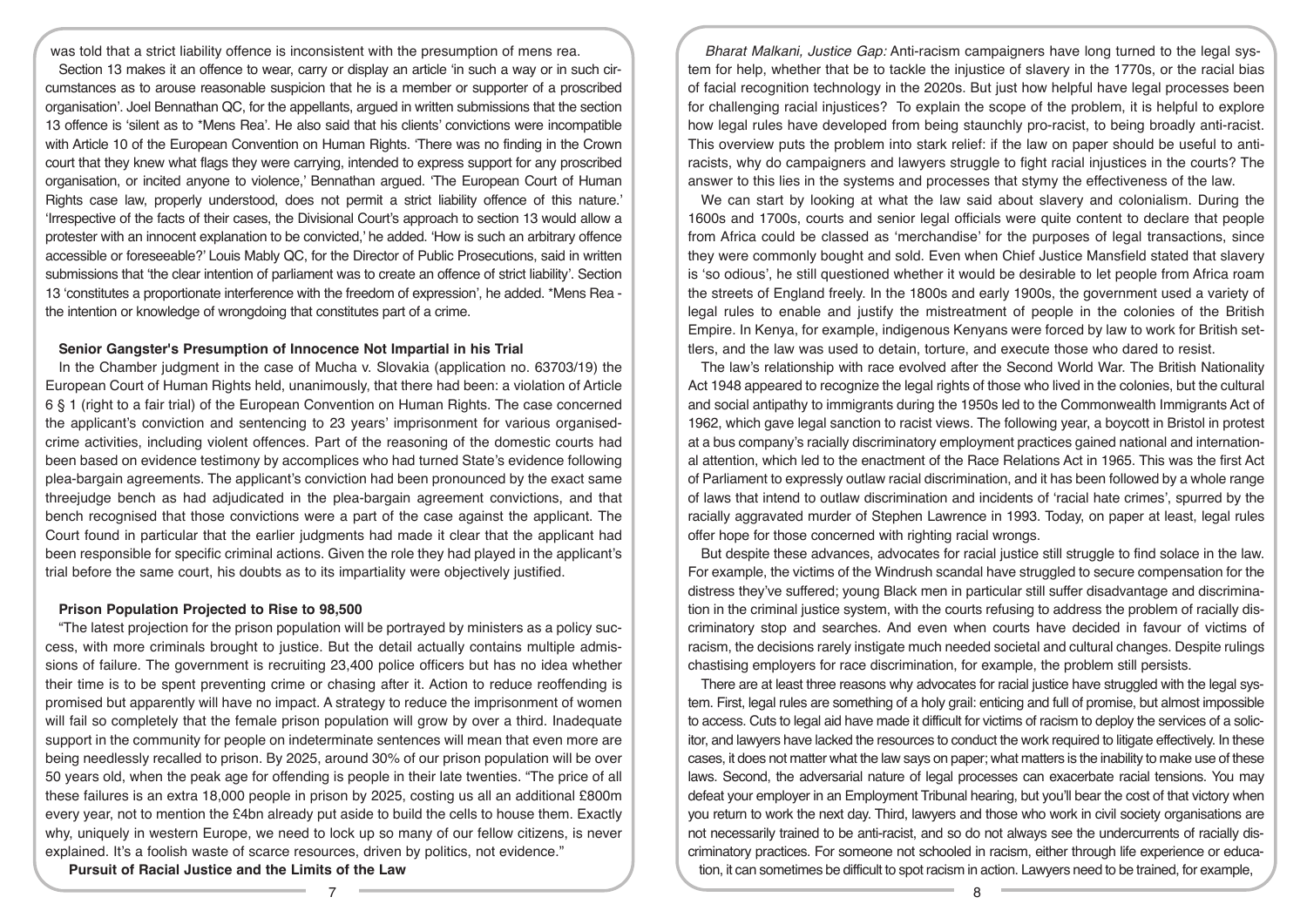was told that a strict liability offence is inconsistent with the presumption of mens rea.

Section 13 makes it an offence to wear, carry or display an article 'in such a way or in such circumstances as to arouse reasonable suspicion that he is a member or supporter of a proscribed organisation'. Joel Bennathan QC, for the appellants, argued in written submissions that the section 13 offence is 'silent as to *Mens Rea'. He also said that his clients' convictions were incompatible with Article 10 of the European Convention on Human Rights. 'There was no finding in the Crown court that they knew what flags they were carrying, intended to express support for any proscribed organisation, or incited anyone to violence,' Bennathan argued. 'The European Court of Human Rights case law, properly understood, does not permit a strict liability offence of this nature.' 'Irrespective of the facts of their cases, the Divisional Court's approach to section 13 would allow a protester with an innocent explanation to be convicted,' he added. 'How is such an arbitrary offence accessible or foreseeable?' Louis Mably QC, for the Director of Public Prosecutions, said in written submissions that 'the clear intention of parliament was to create an offence of strict liability'. Section 13 'constitutes a proportionate interference with the freedom of expression', he added. *Mens Rea - the intention or knowledge of wrongdoing that constitutes part of a crime.

**Senior Gangster's Presumption of Innocence Not Impartial in his Trial**

In the Chamber judgment in the case of Mucha v. Slovakia (application no. 63703/19) the European Court of Human Rights held, unanimously, that there had been: a violation of Article 6 § 1 (right to a fair trial) of the European Convention on Human Rights. The case concerned the applicant's conviction and sentencing to 23 years' imprisonment for various organised-crime activities, including violent offences. Part of the reasoning of the domestic courts had been based on evidence testimony by accomplices who had turned State's evidence following plea-bargain agreements. The applicant's conviction had been pronounced by the exact same threejudge bench as had adjudicated in the plea-bargain agreement convictions, and that bench recognised that those convictions were a part of the case against the applicant. The Court found in particular that the earlier judgments had made it clear that the applicant had been responsible for specific criminal actions. Given the role they had played in the applicant's trial before the same court, his doubts as to its impartiality were objectively justified.

**Prison Population Projected to Rise to 98,500**

"The latest projection for the prison population will be portrayed by ministers as a policy success, with more criminals brought to justice. But the detail actually contains multiple admissions of failure. The government is recruiting 23,400 police officers but has no idea whether their time is to be spent preventing crime or chasing after it. Action to reduce reoffending is promised but apparently will have no impact. A strategy to reduce the imprisonment of women will fail so completely that the female prison population will grow by over a third. Inadequate support in the community for people on indeterminate sentences will mean that even more are being needlessly recalled to prison. By 2025, around 30% of our prison population will be over 50 years old, when the peak age for offending is people in their late twenties. "The price of all these failures is an extra 18,000 people in prison by 2025, costing us all an additional £800m every year, not to mention the £4bn already put aside to build the cells to house them. Exactly why, uniquely in western Europe, we need to lock up so many of our fellow citizens, is never explained. It's a foolish waste of scarce resources, driven by politics, not evidence."

**Pursuit of Racial Justice and the Limits of the Law**

*Bharat Malkani, Justice Gap:* Anti-racism campaigners have long turned to the legal system for help, whether that be to tackle the injustice of slavery in the 1770s, or the racial bias of facial recognition technology in the 2020s. But just how helpful have legal processes been for challenging racial injustices? To explain the scope of the problem, it is helpful to explore how legal rules have developed from being staunchly pro-racist, to being broadly anti-racist. This overview puts the problem into stark relief: if the law on paper should be useful to anti-racists, why do campaigners and lawyers struggle to fight racial injustices in the courts? The answer to this lies in the systems and processes that stymy the effectiveness of the law.

We can start by looking at what the law said about slavery and colonialism. During the 1600s and 1700s, courts and senior legal officials were quite content to declare that people from Africa could be classed as 'merchandise' for the purposes of legal transactions, since they were commonly bought and sold. Even when Chief Justice Mansfield stated that slavery is 'so odious', he still questioned whether it would be desirable to let people from Africa roam the streets of England freely. In the 1800s and early 1900s, the government used a variety of legal rules to enable and justify the mistreatment of people in the colonies of the British Empire. In Kenya, for example, indigenous Kenyans were forced by law to work for British settlers, and the law was used to detain, torture, and execute those who dared to resist.

The law's relationship with race evolved after the Second World War. The British Nationality Act 1948 appeared to recognize the legal rights of those who lived in the colonies, but the cultural and social antipathy to immigrants during the 1950s led to the Commonwealth Immigrants Act of 1962, which gave legal sanction to racist views. The following year, a boycott in Bristol in protest at a bus company's racially discriminatory employment practices gained national and international attention, which led to the enactment of the Race Relations Act in 1965. This was the first Act of Parliament to expressly outlaw racial discrimination, and it has been followed by a whole range of laws that intend to outlaw discrimination and incidents of 'racial hate crimes', spurred by the racially aggravated murder of Stephen Lawrence in 1993. Today, on paper at least, legal rules offer hope for those concerned with righting racial wrongs.

But despite these advances, advocates for racial justice still struggle to find solace in the law. For example, the victims of the Windrush scandal have struggled to secure compensation for the distress they've suffered; young Black men in particular still suffer disadvantage and discrimination in the criminal justice system, with the courts refusing to address the problem of racially discriminatory stop and searches. And even when courts have decided in favour of victims of racism, the decisions rarely instigate much needed societal and cultural changes. Despite rulings chastising employers for race discrimination, for example, the problem still persists.

There are at least three reasons why advocates for racial justice have struggled with the legal system. First, legal rules are something of a holy grail: enticing and full of promise, but almost impossible to access. Cuts to legal aid have made it difficult for victims of racism to deploy the services of a solicitor, and lawyers have lacked the resources to conduct the work required to litigate effectively. In these cases, it does not matter what the law says on paper; what matters is the inability to make use of these laws. Second, the adversarial nature of legal processes can exacerbate racial tensions. You may defeat your employer in an Employment Tribunal hearing, but you'll bear the cost of that victory when you return to work the next day. Third, lawyers and those who work in civil society organisations are not necessarily trained to be anti-racist, and so do not always see the undercurrents of racially discriminatory practices. For someone not schooled in racism, either through life experience or education, it can sometimes be difficult to spot racism in action. Lawyers need to be trained, for example,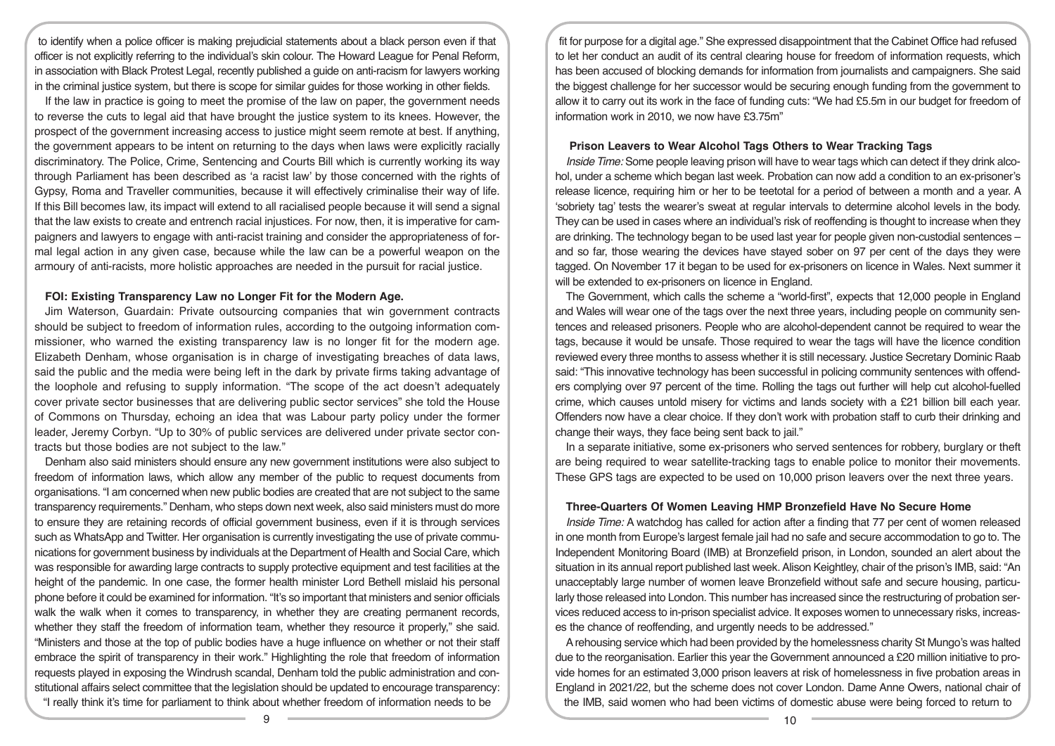to identify when a police officer is making prejudicial statements about a black person even if that officer is not explicitly referring to the individual's skin colour. The Howard League for Penal Reform, in association with Black Protest Legal, recently published a guide on anti-racism for lawyers working in the criminal justice system, but there is scope for similar guides for those working in other fields.

If the law in practice is going to meet the promise of the law on paper, the government needs to reverse the cuts to legal aid that have brought the justice system to its knees. However, the prospect of the government increasing access to justice might seem remote at best. If anything, the government appears to be intent on returning to the days when laws were explicitly racially discriminatory. The Police, Crime, Sentencing and Courts Bill which is currently working its way through Parliament has been described as 'a racist law' by those concerned with the rights of Gypsy, Roma and Traveller communities, because it will effectively criminalise their way of life. If this Bill becomes law, its impact will extend to all racialised people because it will send a signal that the law exists to create and entrench racial injustices. For now, then, it is imperative for campaigners and lawyers to engage with anti-racist training and consider the appropriateness of formal legal action in any given case, because while the law can be a powerful weapon on the armoury of anti-racists, more holistic approaches are needed in the pursuit for racial justice.

### FOI: Existing Transparency Law no Longer Fit for the Modern Age.

Jim Waterson, Guardian: Private outsourcing companies that win government contracts should be subject to freedom of information rules, according to the outgoing information commissioner, who warned the existing transparency law is no longer fit for the modern age. Elizabeth Denham, whose organisation is in charge of investigating breaches of data laws, said the public and the media were being left in the dark by private firms taking advantage of the loophole and refusing to supply information. "The scope of the act doesn't adequately cover private sector businesses that are delivering public sector services" she told the House of Commons on Thursday, echoing an idea that was Labour party policy under the former leader, Jeremy Corbyn. "Up to 30% of public services are delivered under private sector contracts but those bodies are not subject to the law."

Denham also said ministers should ensure any new government institutions were also subject to freedom of information laws, which allow any member of the public to request documents from organisations. "I am concerned when new public bodies are created that are not subject to the same transparency requirements." Denham, who steps down next week, also said ministers must do more to ensure they are retaining records of official government business, even if it is through services such as WhatsApp and Twitter. Her organisation is currently investigating the use of private communications for government business by individuals at the Department of Health and Social Care, which was responsible for awarding large contracts to supply protective equipment and test facilities at the height of the pandemic. In one case, the former health minister Lord Bethell mislaid his personal phone before it could be examined for information. "It's so important that ministers and senior officials walk the walk when it comes to transparency, in whether they are creating permanent records, whether they staff the freedom of information team, whether they resource it properly," she said. "Ministers and those at the top of public bodies have a huge influence on whether or not their staff embrace the spirit of transparency in their work." Highlighting the role that freedom of information requests played in exposing the Windrush scandal, Denham told the public administration and constitutional affairs select committee that the legislation should be updated to encourage transparency: "I really think it's time for parliament to think about whether freedom of information needs to be fit for purpose for a digital age." She expressed disappointment that the Cabinet Office had refused to let her conduct an audit of its central clearing house for freedom of information requests, which has been accused of blocking demands for information from journalists and campaigners. She said the biggest challenge for her successor would be securing enough funding from the government to allow it to carry out its work in the face of funding cuts: "We had £5.5m in our budget for freedom of information work in 2010, we now have £3.75m"

### Prison Leavers to Wear Alcohol Tags Others to Wear Tracking Tags

*Inside Time:* Some people leaving prison will have to wear tags which can detect if they drink alcohol, under a scheme which began last week. Probation can now add a condition to an ex-prisoner's release licence, requiring him or her to be teetotal for a period of between a month and a year. A 'sobriety tag' tests the wearer's sweat at regular intervals to determine alcohol levels in the body. They can be used in cases where an individual's risk of reoffending is thought to increase when they are drinking. The technology began to be used last year for people given non-custodial sentences – and so far, those wearing the devices have stayed sober on 97 per cent of the days they were tagged. On November 17 it began to be used for ex-prisoners on licence in Wales. Next summer it will be extended to ex-prisoners on licence in England.

The Government, which calls the scheme a "world-first", expects that 12,000 people in England and Wales will wear one of the tags over the next three years, including people on community sentences and released prisoners. People who are alcohol-dependent cannot be required to wear the tags, because it would be unsafe. Those required to wear the tags will have the licence condition reviewed every three months to assess whether it is still necessary. Justice Secretary Dominic Raab said: "This innovative technology has been successful in policing community sentences with offenders complying over 97 percent of the time. Rolling the tags out further will help cut alcohol-fuelled crime, which causes untold misery for victims and lands society with a £21 billion bill each year. Offenders now have a clear choice. If they don't work with probation staff to curb their drinking and change their ways, they face being sent back to jail."

In a separate initiative, some ex-prisoners who served sentences for robbery, burglary or theft are being required to wear satellite-tracking tags to enable police to monitor their movements. These GPS tags are expected to be used on 10,000 prison leavers over the next three years.

### Three-Quarters Of Women Leaving HMP Bronzefield Have No Secure Home

*Inside Time:* A watchdog has called for action after a finding that 77 per cent of women released in one month from Europe's largest female jail had no safe and secure accommodation to go to. The Independent Monitoring Board (IMB) at Bronzefield prison, in London, sounded an alert about the situation in its annual report published last week. Alison Keightley, chair of the prison's IMB, said: "An unacceptably large number of women leave Bronzefield without safe and secure housing, particularly those released into London. This number has increased since the restructuring of probation services reduced access to in-prison specialist advice. It exposes women to unnecessary risks, increases the chance of reoffending, and urgently needs to be addressed."

A rehousing service which had been provided by the homelessness charity St Mungo's was halted due to the reorganisation. Earlier this year the Government announced a £20 million initiative to provide homes for an estimated 3,000 prison leavers at risk of homelessness in five probation areas in England in 2021/22, but the scheme does not cover London. Dame Anne Owers, national chair of the IMB, said women who had been victims of domestic abuse were being forced to return to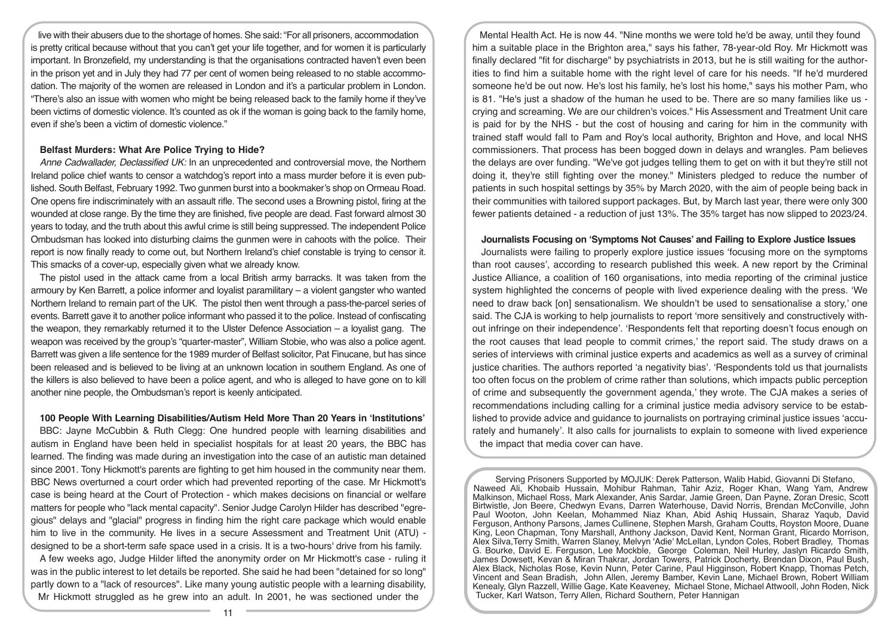live with their abusers due to the shortage of homes. She said: "For all prisoners, accommodation is pretty critical because without that you can't get your life together, and for women it is particularly important. In Bronzefield, my understanding is that the organisations contracted haven't even been in the prison yet and in July they had 77 per cent of women being released to no stable accommodation. The majority of the women are released in London and it's a particular problem in London. "There's also an issue with women who might be being released back to the family home if they've been victims of domestic violence. It's counted as ok if the woman is going back to the family home, even if she's been a victim of domestic violence."

### Belfast Murders: What Are Police Trying to Hide?

*Anne Cadwallader, Declassified UK:* In an unprecedented and controversial move, the Northern Ireland police chief wants to censor a watchdog's report into a mass murder before it is even published. South Belfast, February 1992. Two gunmen burst into a bookmaker's shop on Ormeau Road. One opens fire indiscriminately with an assault rifle. The second uses a Browning pistol, firing at the wounded at close range. By the time they are finished, five people are dead. Fast forward almost 30 years to today, and the truth about this awful crime is still being suppressed. The independent Police Ombudsman has looked into disturbing claims the gunmen were in cahoots with the police. Their report is now finally ready to come out, but Northern Ireland's chief constable is trying to censor it. This smacks of a cover-up, especially given what we already know.

The pistol used in the attack came from a local British army barracks. It was taken from the armoury by Ken Barrett, a police informer and loyalist paramilitary – a violent gangster who wanted Northern Ireland to remain part of the UK. The pistol then went through a pass-the-parcel series of events. Barrett gave it to another police informant who passed it to the police. Instead of confiscating the weapon, they remarkably returned it to the Ulster Defence Association – a loyalist gang. The weapon was received by the group's "quarter-master", William Stobie, who was also a police agent. Barrett was given a life sentence for the 1989 murder of Belfast solicitor, Pat Finucane, but has since been released and is believed to be living at an unknown location in southern England. As one of the killers is also believed to have been a police agent, and who is alleged to have gone on to kill another nine people, the Ombudsman's report is keenly anticipated.

### 100 People With Learning Disabilities/Autism Held More Than 20 Years in 'Institutions'

BBC: Jayne McCubbin & Ruth Clegg: One hundred people with learning disabilities and autism in England have been held in specialist hospitals for at least 20 years, the BBC has learned. The finding was made during an investigation into the case of an autistic man detained since 2001. Tony Hickmott's parents are fighting to get him housed in the community near them. BBC News overturned a court order which had prevented reporting of the case. Mr Hickmott's case is being heard at the Court of Protection - which makes decisions on financial or welfare matters for people who "lack mental capacity". Senior Judge Carolyn Hilder has described "egregious" delays and "glacial" progress in finding him the right care package which would enable him to live in the community. He lives in a secure Assessment and Treatment Unit (ATU) - designed to be a short-term safe space used in a crisis. It is a two-hours' drive from his family.

A few weeks ago, Judge Hilder lifted the anonymity order on Mr Hickmott's case - ruling it was in the public interest to let details be reported. She said he had been "detained for so long" partly down to a "lack of resources". Like many young autistic people with a learning disability, Mr Hickmott struggled as he grew into an adult. In 2001, he was sectioned under the Mental Health Act. He is now 44. "Nine months we were told he'd be away, until they found him a suitable place in the Brighton area," says his father, 78-year-old Roy. Mr Hickmott was finally declared "fit for discharge" by psychiatrists in 2013, but he is still waiting for the authorities to find him a suitable home with the right level of care for his needs. "If he'd murdered someone he'd be out now. He's lost his family, he's lost his home," says his mother Pam, who is 81. "He's just a shadow of the human he used to be. There are so many families like us - crying and screaming. We are our children's voices." His Assessment and Treatment Unit care is paid for by the NHS - but the cost of housing and caring for him in the community with trained staff would fall to Pam and Roy's local authority, Brighton and Hove, and local NHS commissioners. That process has been bogged down in delays and wrangles. Pam believes the delays are over funding. "We've got judges telling them to get on with it but they're still not doing it, they're still fighting over the money." Ministers pledged to reduce the number of patients in such hospital settings by 35% by March 2020, with the aim of people being back in their communities with tailored support packages. But, by March last year, there were only 300 fewer patients detained - a reduction of just 13%. The 35% target has now slipped to 2023/24.

### Journalists Focusing on 'Symptoms Not Causes' and Failing to Explore Justice Issues

Journalists were failing to properly explore justice issues 'focusing more on the symptoms than root causes', according to research published this week. A new report by the Criminal Justice Alliance, a coalition of 160 organisations, into media reporting of the criminal justice system highlighted the concerns of people with lived experience dealing with the press. 'We need to draw back [on] sensationalism. We shouldn't be used to sensationalise a story,' one said. The CJA is working to help journalists to report 'more sensitively and constructively without infringe on their independence'. 'Respondents felt that reporting doesn't focus enough on the root causes that lead people to commit crimes,' the report said. The study draws on a series of interviews with criminal justice experts and academics as well as a survey of criminal justice charities. The authors reported 'a negativity bias'. 'Respondents told us that journalists too often focus on the problem of crime rather than solutions, which impacts public perception of crime and subsequently the government agenda,' they wrote. The CJA makes a series of recommendations including calling for a criminal justice media advisory service to be established to provide advice and guidance to journalists on portraying criminal justice issues 'accurately and humanely'. It also calls for journalists to explain to someone with lived experience the impact that media cover can have.

Serving Prisoners Supported by MOJUK: Derek Patterson, Walib Habid, Giovanni Di Stefano, Naweed Ali, Khobaib Hussain, Mohibur Rahman, Tahir Aziz, Roger Khan, Wang Yam, Andrew Malkinson, Michael Ross, Mark Alexander, Anis Sardar, Jamie Green, Dan Payne, Zoran Dresic, Scott Birtwistle, Jon Beere, Chedwyn Evans, Darren Waterhouse, David Norris, Brendan McConville, John Paul Wooton, John Keelan, Mohammed Niaz Khan, Abid Ashiq Hussain, Sharaz Yaqub, David Ferguson, Anthony Parsons, James Cullinene, Stephen Marsh, Graham Coutts, Royston Moore, Duane King, Leon Chapman, Tony Marshall, Anthony Jackson, David Kent, Norman Grant, Ricardo Morrison, Alex Silva,Terry Smith, Warren Slaney, Melvyn 'Adie' McLellan, Lyndon Coles, Robert Bradley, Thomas G. Bourke, David E. Ferguson, Lee Mockble, George Coleman, Neil Hurley, Jaslyn Ricardo Smith, James Dowsett, Kevan & Miran Thakrar, Jordan Towers, Patrick Docherty, Brendan Dixon, Paul Bush, Alex Black, Nicholas Rose, Kevin Nunn, Peter Carine, Paul Higginson, Robert Knapp, Thomas Petch, Vincent and Sean Bradish, John Allen, Jeremy Bamber, Kevin Lane, Michael Brown, Robert William Kenealy, Glyn Razzell, Willie Gage, Kate Keaveney, Michael Stone, Michael Attwooll, John Roden, Nick Tucker, Karl Watson, Terry Allen, Richard Southern, Peter Hannigan